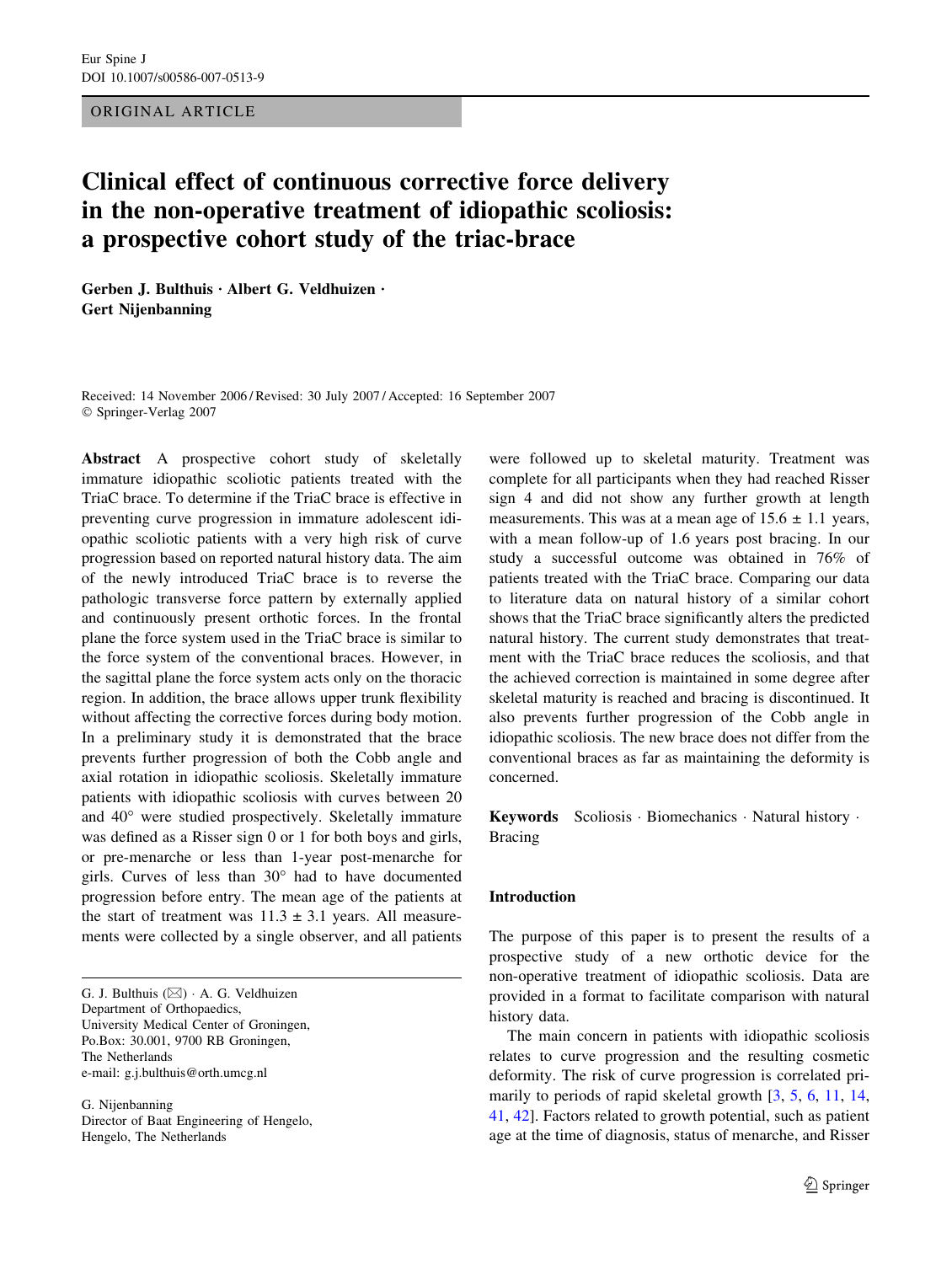ORIGINAL ARTICLE

# Clinical effect of continuous corrective force delivery in the non-operative treatment of idiopathic scoliosis: a prospective cohort study of the triac-brace

**Gerben J. Bulthuis · Albert G. Veldhuizen · Gert Nijenbanning**

Received: 14 November 2006 / Revised: 30 July 2007 / Accepted: 16 September 2007
© Springer-Verlag 2007

**Abstract** A prospective cohort study of skeletally immature idiopathic scoliotic patients treated with the TriaC brace. To determine if the TriaC brace is effective in preventing curve progression in immature adolescent idiopathic scoliotic patients with a very high risk of curve progression based on reported natural history data. The aim of the newly introduced TriaC brace is to reverse the pathologic transverse force pattern by externally applied and continuously present orthotic forces. In the frontal plane the force system used in the TriaC brace is similar to the force system of the conventional braces. However, in the sagittal plane the force system acts only on the thoracic region. In addition, the brace allows upper trunk flexibility without affecting the corrective forces during body motion. In a preliminary study it is demonstrated that the brace prevents further progression of both the Cobb angle and axial rotation in idiopathic scoliosis. Skeletally immature patients with idiopathic scoliosis with curves between 20 and 40° were studied prospectively. Skeletally immature was defined as a Risser sign 0 or 1 for both boys and girls, or pre-menarche or less than 1-year post-menarche for girls. Curves of less than 30° had to have documented progression before entry. The mean age of the patients at the start of treatment was 11.3 ± 3.1 years. All measurements were collected by a single observer, and all patients were followed up to skeletal maturity. Treatment was complete for all participants when they had reached Risser sign 4 and did not show any further growth at length measurements. This was at a mean age of 15.6 ± 1.1 years, with a mean follow-up of 1.6 years post bracing. In our study a successful outcome was obtained in 76% of patients treated with the TriaC brace. Comparing our data to literature data on natural history of a similar cohort shows that the TriaC brace significantly alters the predicted natural history. The current study demonstrates that treatment with the TriaC brace reduces the scoliosis, and that the achieved correction is maintained in some degree after skeletal maturity is reached and bracing is discontinued. It also prevents further progression of the Cobb angle in idiopathic scoliosis. The new brace does not differ from the conventional braces as far as maintaining the deformity is concerned.

**Keywords** Scoliosis · Biomechanics · Natural history · Bracing

G. J. Bulthuis (✉) · A. G. Veldhuizen
Department of Orthopaedics,
University Medical Center of Groningen,
Po.Box: 30.001, 9700 RB Groningen,
The Netherlands
e-mail: g.j.bulthuis@orth.umcg.nl

G. Nijenbanning
Director of Baat Engineering of Hengelo,
Hengelo, The Netherlands

## Introduction

The purpose of this paper is to present the results of a prospective study of a new orthotic device for the non-operative treatment of idiopathic scoliosis. Data are provided in a format to facilitate comparison with natural history data.

The main concern in patients with idiopathic scoliosis relates to curve progression and the resulting cosmetic deformity. The risk of curve progression is correlated primarily to periods of rapid skeletal growth [3, 5, 6, 11, 14, 41, 42]. Factors related to growth potential, such as patient age at the time of diagnosis, status of menarche, and Risser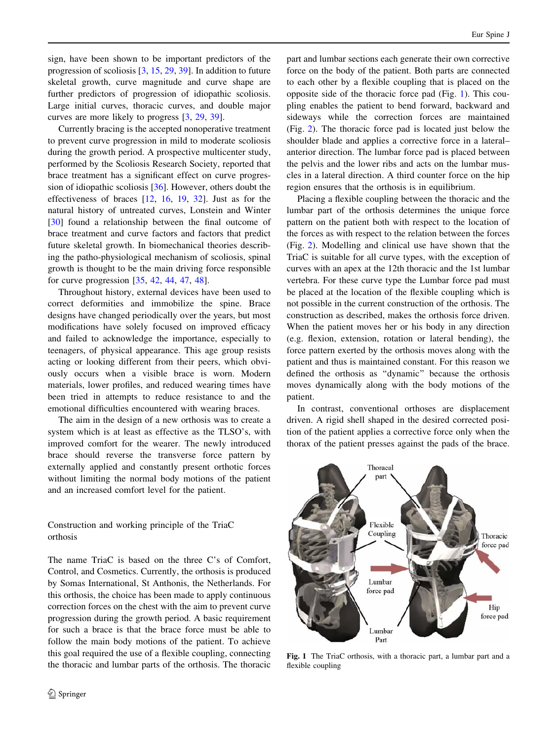sign, have been shown to be important predictors of the progression of scoliosis [3, 15, 29, 39]. In addition to future skeletal growth, curve magnitude and curve shape are further predictors of progression of idiopathic scoliosis. Large initial curves, thoracic curves, and double major curves are more likely to progress [3, 29, 39].

Currently bracing is the accepted nonoperative treatment to prevent curve progression in mild to moderate scoliosis during the growth period. A prospective multicenter study, performed by the Scoliosis Research Society, reported that brace treatment has a significant effect on curve progression of idiopathic scoliosis [36]. However, others doubt the effectiveness of braces [12, 16, 19, 32]. Just as for the natural history of untreated curves, Lonstein and Winter [30] found a relationship between the final outcome of brace treatment and curve factors and factors that predict future skeletal growth. In biomechanical theories describing the patho-physiological mechanism of scoliosis, spinal growth is thought to be the main driving force responsible for curve progression [35, 42, 44, 47, 48].

Throughout history, external devices have been used to correct deformities and immobilize the spine. Brace designs have changed periodically over the years, but most modifications have solely focused on improved efficacy and failed to acknowledge the importance, especially to teenagers, of physical appearance. This age group resists acting or looking different from their peers, which obviously occurs when a visible brace is worn. Modern materials, lower profiles, and reduced wearing times have been tried in attempts to reduce resistance to and the emotional difficulties encountered with wearing braces.

The aim in the design of a new orthosis was to create a system which is at least as effective as the TLSO's, with improved comfort for the wearer. The newly introduced brace should reverse the transverse force pattern by externally applied and constantly present orthotic forces without limiting the normal body motions of the patient and an increased comfort level for the patient.

## Construction and working principle of the TriaC orthosis

The name TriaC is based on the three C's of Comfort, Control, and Cosmetics. Currently, the orthosis is produced by Somas International, St Anthonis, the Netherlands. For this orthosis, the choice has been made to apply continuous correction forces on the chest with the aim to prevent curve progression during the growth period. A basic requirement for such a brace is that the brace force must be able to follow the main body motions of the patient. To achieve this goal required the use of a flexible coupling, connecting the thoracic and lumbar parts of the orthosis. The thoracic part and lumbar sections each generate their own corrective force on the body of the patient. Both parts are connected to each other by a flexible coupling that is placed on the opposite side of the thoracic force pad (Fig. 1). This coupling enables the patient to bend forward, backward and sideways while the correction forces are maintained (Fig. 2). The thoracic force pad is located just below the shoulder blade and applies a corrective force in a lateral–anterior direction. The lumbar force pad is placed between the pelvis and the lower ribs and acts on the lumbar muscles in a lateral direction. A third counter force on the hip region ensures that the orthosis is in equilibrium.

Placing a flexible coupling between the thoracic and the lumbar part of the orthosis determines the unique force pattern on the patient both with respect to the location of the forces as with respect to the relation between the forces (Fig. 2). Modelling and clinical use have shown that the TriaC is suitable for all curve types, with the exception of curves with an apex at the 12th thoracic and the 1st lumbar vertebra. For these curve type the Lumbar force pad must be placed at the location of the flexible coupling which is not possible in the current construction of the orthosis. The construction as described, makes the orthosis force driven. When the patient moves her or his body in any direction (e.g. flexion, extension, rotation or lateral bending), the force pattern exerted by the orthosis moves along with the patient and thus is maintained constant. For this reason we defined the orthosis as "dynamic" because the orthosis moves dynamically along with the body motions of the patient.

In contrast, conventional orthoses are displacement driven. A rigid shell shaped in the desired corrected position of the patient applies a corrective force only when the thorax of the patient presses against the pads of the brace.

**Fig. 1** The TriaC orthosis, with a thoracic part, a lumbar part and a flexible coupling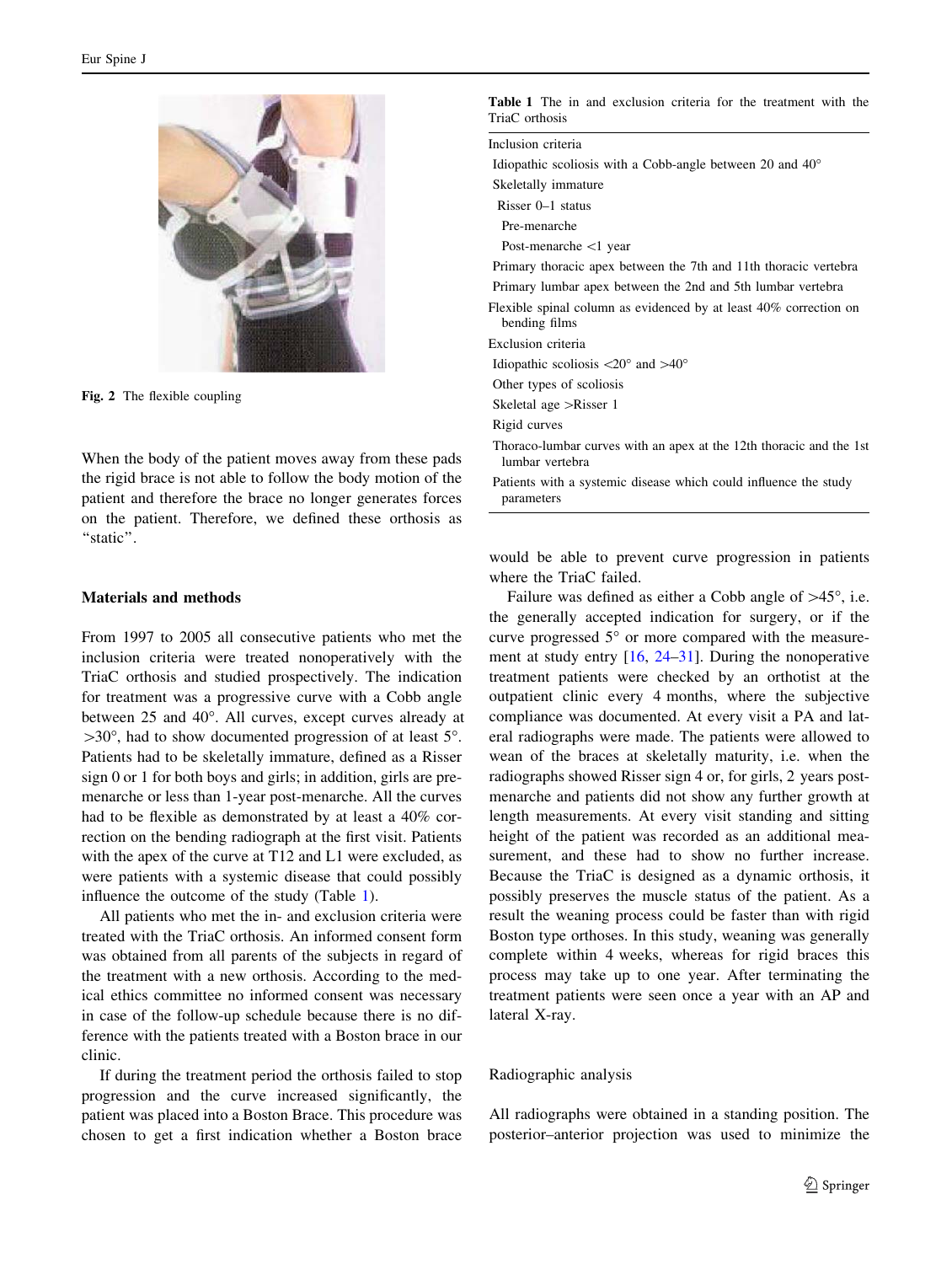Fig. 2 The flexible coupling

When the body of the patient moves away from these pads the rigid brace is not able to follow the body motion of the patient and therefore the brace no longer generates forces on the patient. Therefore, we defined these orthosis as "static".

## Materials and methods

From 1997 to 2005 all consecutive patients who met the inclusion criteria were treated nonoperatively with the TriaC orthosis and studied prospectively. The indication for treatment was a progressive curve with a Cobb angle between 25 and 40°. All curves, except curves already at >30°, had to show documented progression of at least 5°. Patients had to be skeletally immature, defined as a Risser sign 0 or 1 for both boys and girls; in addition, girls are pre-menarche or less than 1-year post-menarche. All the curves had to be flexible as demonstrated by at least a 40% correction on the bending radiograph at the first visit. Patients with the apex of the curve at T12 and L1 were excluded, as were patients with a systemic disease that could possibly influence the outcome of the study (Table 1).

**Table 1** The in and exclusion criteria for the treatment with the TriaC orthosis

| |
|---|
| Inclusion criteria |
| Idiopathic scoliosis with a Cobb-angle between 20 and 40° |
| Skeletally immature |
| Risser 0–1 status |
| Pre-menarche |
| Post-menarche <1 year |
| Primary thoracic apex between the 7th and 11th thoracic vertebra |
| Primary lumbar apex between the 2nd and 5th lumbar vertebra |
| Flexible spinal column as evidenced by at least 40% correction on bending films |
| Exclusion criteria |
| Idiopathic scoliosis <20° and >40° |
| Other types of scoliosis |
| Skeletal age >Risser 1 |
| Rigid curves |
| Thoraco-lumbar curves with an apex at the 12th thoracic and the 1st lumbar vertebra |
| Patients with a systemic disease which could influence the study parameters |

All patients who met the in- and exclusion criteria were treated with the TriaC orthosis. An informed consent form was obtained from all parents of the subjects in regard of the treatment with a new orthosis. According to the medical ethics committee no informed consent was necessary in case of the follow-up schedule because there is no difference with the patients treated with a Boston brace in our clinic.

If during the treatment period the orthosis failed to stop progression and the curve increased significantly, the patient was placed into a Boston Brace. This procedure was chosen to get a first indication whether a Boston brace would be able to prevent curve progression in patients where the TriaC failed.

Failure was defined as either a Cobb angle of >45°, i.e. the generally accepted indication for surgery, or if the curve progressed 5° or more compared with the measurement at study entry [16, 24–31]. During the nonoperative treatment patients were checked by an orthotist at the outpatient clinic every 4 months, where the subjective compliance was documented. At every visit a PA and lateral radiographs were made. The patients were allowed to wean of the braces at skeletally maturity, i.e. when the radiographs showed Risser sign 4 or, for girls, 2 years post-menarche and patients did not show any further growth at length measurements. At every visit standing and sitting height of the patient was recorded as an additional measurement, and these had to show no further increase. Because the TriaC is designed as a dynamic orthosis, it possibly preserves the muscle status of the patient. As a result the weaning process could be faster than with rigid Boston type orthoses. In this study, weaning was generally complete within 4 weeks, whereas for rigid braces this process may take up to one year. After terminating the treatment patients were seen once a year with an AP and lateral X-ray.

### Radiographic analysis

All radiographs were obtained in a standing position. The posterior–anterior projection was used to minimize the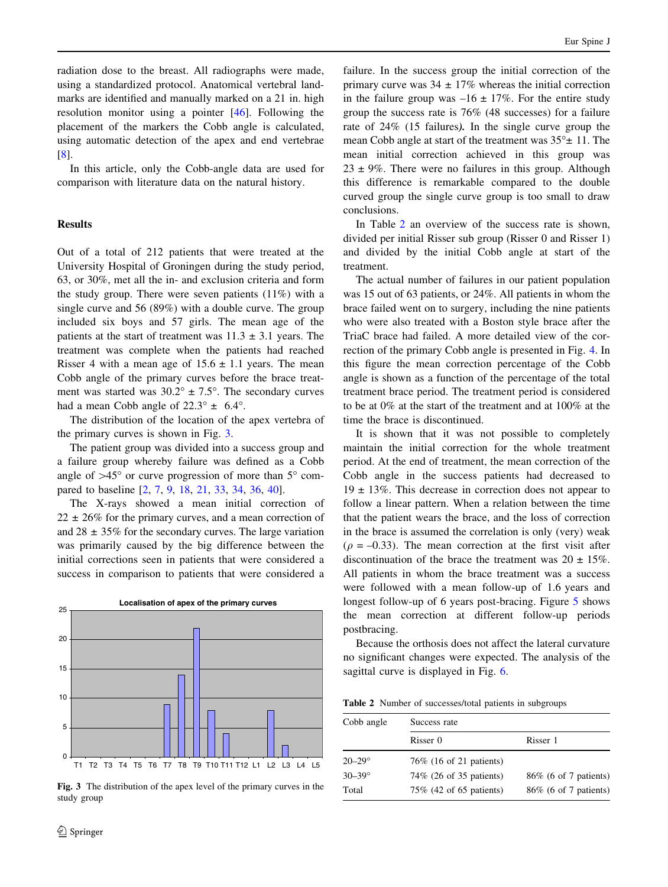radiation dose to the breast. All radiographs were made, using a standardized protocol. Anatomical vertebral landmarks are identified and manually marked on a 21 in. high resolution monitor using a pointer [46]. Following the placement of the markers the Cobb angle is calculated, using automatic detection of the apex and end vertebrae [8].

In this article, only the Cobb-angle data are used for comparison with literature data on the natural history.

## Results

Out of a total of 212 patients that were treated at the University Hospital of Groningen during the study period, 63, or 30%, met all the in- and exclusion criteria and form the study group. There were seven patients (11%) with a single curve and 56 (89%) with a double curve. The group included six boys and 57 girls. The mean age of the patients at the start of treatment was 11.3 ± 3.1 years. The treatment was complete when the patients had reached Risser 4 with a mean age of 15.6 ± 1.1 years. The mean Cobb angle of the primary curves before the brace treatment was started was 30.2° ± 7.5°. The secondary curves had a mean Cobb angle of 22.3° ± 6.4°.

The distribution of the location of the apex vertebra of the primary curves is shown in Fig. 3.

The patient group was divided into a success group and a failure group whereby failure was defined as a Cobb angle of >45° or curve progression of more than 5° compared to baseline [2, 7, 9, 18, 21, 33, 34, 36, 40].

The X-rays showed a mean initial correction of 22 ± 26% for the primary curves, and a mean correction of and 28 ± 35% for the secondary curves. The large variation was primarily caused by the big difference between the initial corrections seen in patients that were considered a success in comparison to patients that were considered a failure. In the success group the initial correction of the primary curve was 34 ± 17% whereas the initial correction in the failure group was –16 ± 17%. For the entire study group the success rate is 76% (48 successes) for a failure rate of 24% (15 failures). In the single curve group the mean Cobb angle at start of the treatment was 35°± 11. The mean initial correction achieved in this group was 23 ± 9%. There were no failures in this group. Although this difference is remarkable compared to the double curved group the single curve group is too small to draw conclusions.

Fig. 3 The distribution of the apex level of the primary curves in the study group

In Table 2 an overview of the success rate is shown, divided per initial Risser sub group (Risser 0 and Risser 1) and divided by the initial Cobb angle at start of the treatment.

The actual number of failures in our patient population was 15 out of 63 patients, or 24%. All patients in whom the brace failed went on to surgery, including the nine patients who were also treated with a Boston style brace after the TriaC brace had failed. A more detailed view of the correction of the primary Cobb angle is presented in Fig. 4. In this figure the mean correction percentage of the Cobb angle is shown as a function of the percentage of the total treatment brace period. The treatment period is considered to be at 0% at the start of the treatment and at 100% at the time the brace is discontinued.

It is shown that it was not possible to completely maintain the initial correction for the whole treatment period. At the end of treatment, the mean correction of the Cobb angle in the success patients had decreased to 19 ± 13%. This decrease in correction does not appear to follow a linear pattern. When a relation between the time that the patient wears the brace, and the loss of correction in the brace is assumed the correlation is only (very) weak ($\rho$ = –0.33). The mean correction at the first visit after discontinuation of the brace the treatment was 20 ± 15%. All patients in whom the brace treatment was a success were followed with a mean follow-up of 1.6 years and longest follow-up of 6 years post-bracing. Figure 5 shows the mean correction at different follow-up periods postbracing.

Because the orthosis does not affect the lateral curvature no significant changes were expected. The analysis of the sagittal curve is displayed in Fig. 6.

Table 2 Number of successes/total patients in subgroups

| Cobb angle | Success rate | |
|---|---|---|
| | Risser 0 | Risser 1 |
| 20–29° | 76% (16 of 21 patients) | |
| 30–39° | 74% (26 of 35 patients) | 86% (6 of 7 patients) |
| Total | 75% (42 of 65 patients) | 86% (6 of 7 patients) |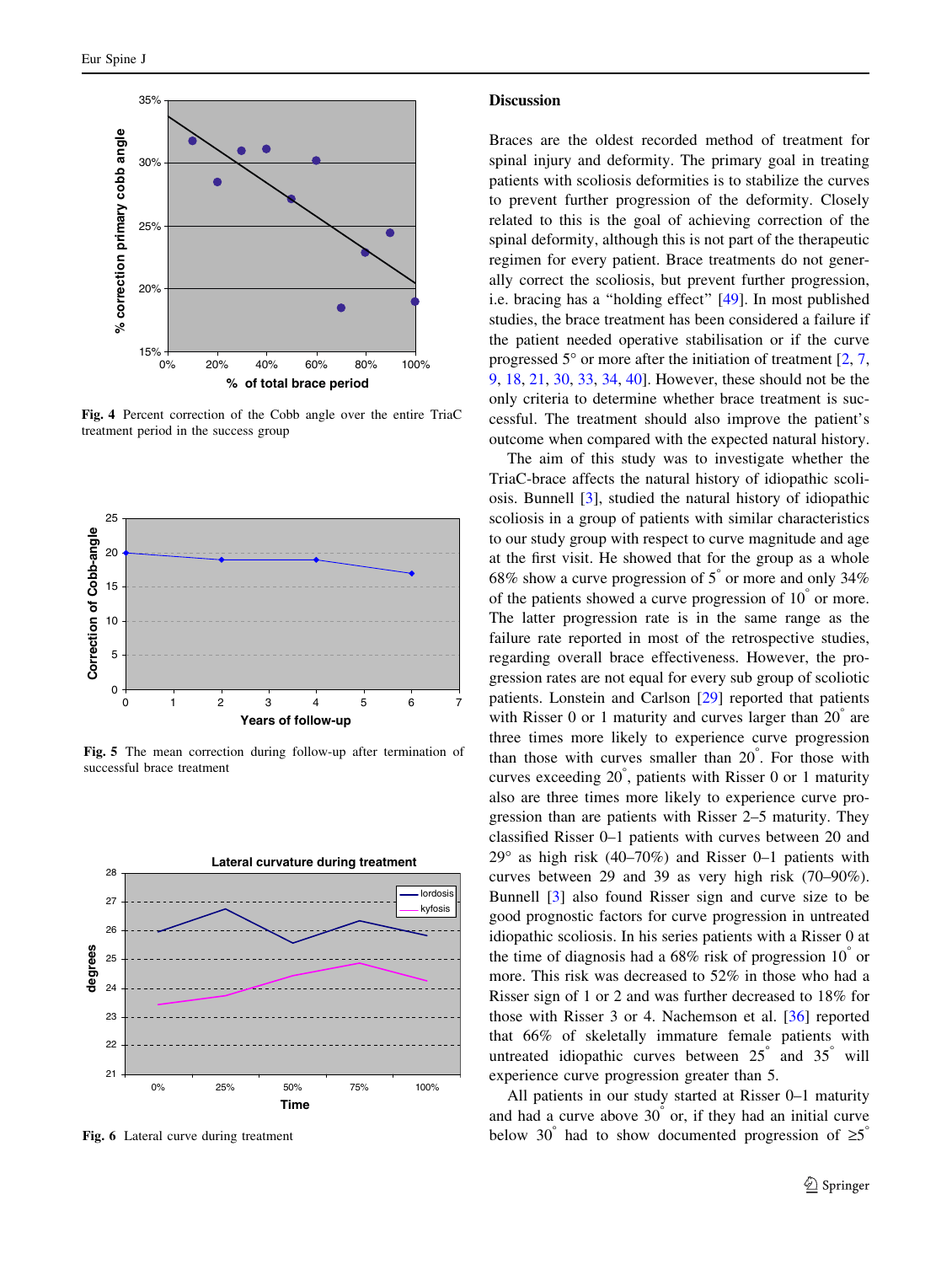Fig. 4 Percent correction of the Cobb angle over the entire TriaC treatment period in the success group

Fig. 5 The mean correction during follow-up after termination of successful brace treatment

Fig. 6 Lateral curve during treatment

## Discussion

Braces are the oldest recorded method of treatment for spinal injury and deformity. The primary goal in treating patients with scoliosis deformities is to stabilize the curves to prevent further progression of the deformity. Closely related to this is the goal of achieving correction of the spinal deformity, although this is not part of the therapeutic regimen for every patient. Brace treatments do not generally correct the scoliosis, but prevent further progression, i.e. bracing has a "holding effect" [49]. In most published studies, the brace treatment has been considered a failure if the patient needed operative stabilisation or if the curve progressed 5° or more after the initiation of treatment [2, 7, 9, 18, 21, 30, 33, 34, 40]. However, these should not be the only criteria to determine whether brace treatment is successful. The treatment should also improve the patient's outcome when compared with the expected natural history.

The aim of this study was to investigate whether the TriaC-brace affects the natural history of idiopathic scoliosis. Bunnell [3], studied the natural history of idiopathic scoliosis in a group of patients with similar characteristics to our study group with respect to curve magnitude and age at the first visit. He showed that for the group as a whole 68% show a curve progression of 5° or more and only 34% of the patients showed a curve progression of 10° or more. The latter progression rate is in the same range as the failure rate reported in most of the retrospective studies, regarding overall brace effectiveness. However, the progression rates are not equal for every sub group of scoliotic patients. Lonstein and Carlson [29] reported that patients with Risser 0 or 1 maturity and curves larger than 20° are three times more likely to experience curve progression than those with curves smaller than 20°. For those with curves exceeding 20°, patients with Risser 0 or 1 maturity also are three times more likely to experience curve progression than are patients with Risser 2–5 maturity. They classified Risser 0–1 patients with curves between 20 and 29° as high risk (40–70%) and Risser 0–1 patients with curves between 29 and 39 as very high risk (70–90%). Bunnell [3] also found Risser sign and curve size to be good prognostic factors for curve progression in untreated idiopathic scoliosis. In his series patients with a Risser 0 at the time of diagnosis had a 68% risk of progression 10° or more. This risk was decreased to 52% in those who had a Risser sign of 1 or 2 and was further decreased to 18% for those with Risser 3 or 4. Nachemson et al. [36] reported that 66% of skeletally immature female patients with untreated idiopathic curves between 25° and 35° will experience curve progression greater than 5.

All patients in our study started at Risser 0–1 maturity and had a curve above 30° or, if they had an initial curve below 30° had to show documented progression of ≥5°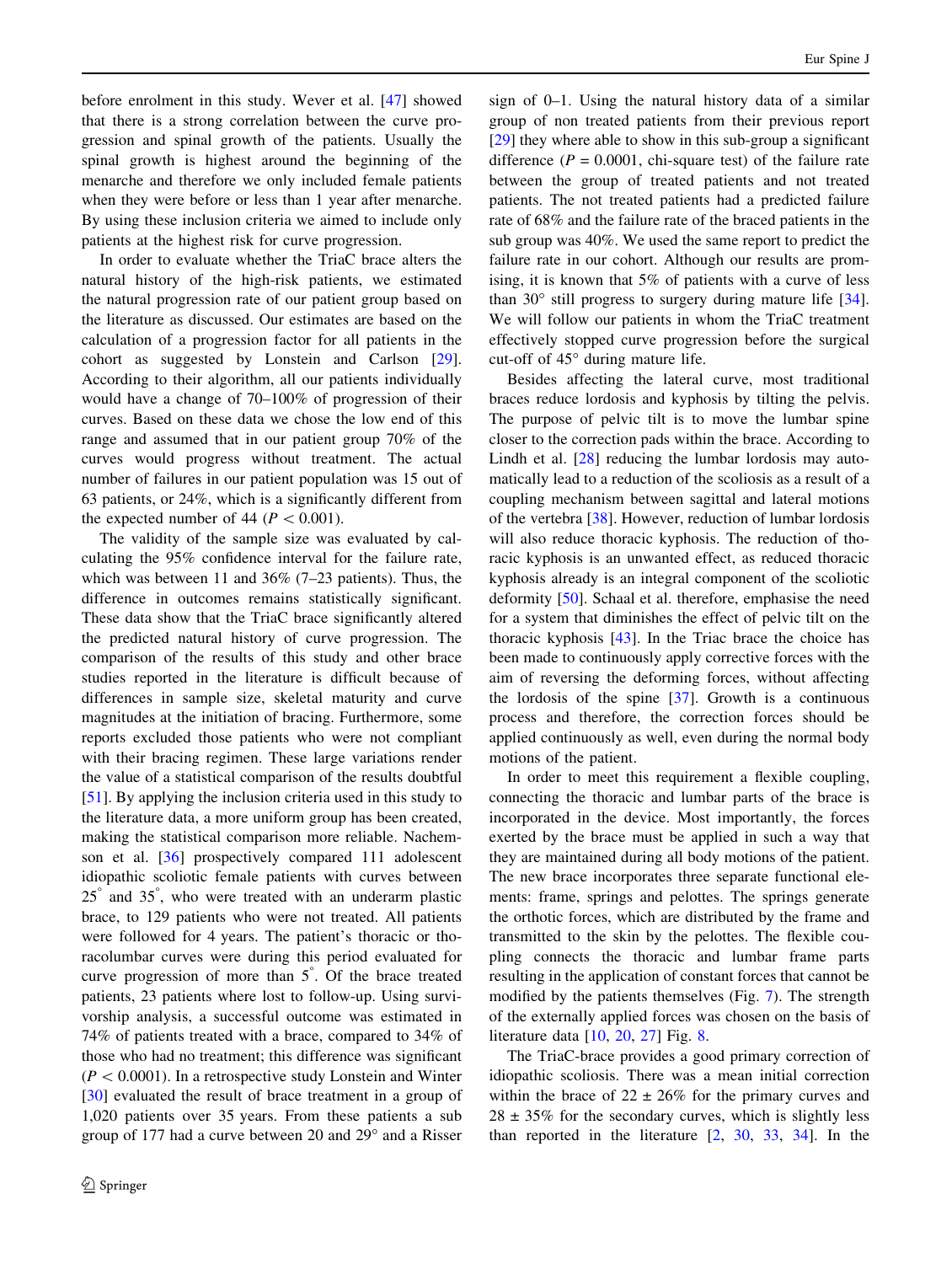before enrolment in this study. Wever et al. [47] showed that there is a strong correlation between the curve progression and spinal growth of the patients. Usually the spinal growth is highest around the beginning of the menarche and therefore we only included female patients when they were before or less than 1 year after menarche. By using these inclusion criteria we aimed to include only patients at the highest risk for curve progression.

In order to evaluate whether the TriaC brace alters the natural history of the high-risk patients, we estimated the natural progression rate of our patient group based on the literature as discussed. Our estimates are based on the calculation of a progression factor for all patients in the cohort as suggested by Lonstein and Carlson [29]. According to their algorithm, all our patients individually would have a change of 70–100% of progression of their curves. Based on these data we chose the low end of this range and assumed that in our patient group 70% of the curves would progress without treatment. The actual number of failures in our patient population was 15 out of 63 patients, or 24%, which is a significantly different from the expected number of 44 ($P < 0.001$).

The validity of the sample size was evaluated by calculating the 95% confidence interval for the failure rate, which was between 11 and 36% (7–23 patients). Thus, the difference in outcomes remains statistically significant. These data show that the TriaC brace significantly altered the predicted natural history of curve progression. The comparison of the results of this study and other brace studies reported in the literature is difficult because of differences in sample size, skeletal maturity and curve magnitudes at the initiation of bracing. Furthermore, some reports excluded those patients who were not compliant with their bracing regimen. These large variations render the value of a statistical comparison of the results doubtful [51]. By applying the inclusion criteria used in this study to the literature data, a more uniform group has been created, making the statistical comparison more reliable. Nachemson et al. [36] prospectively compared 111 adolescent idiopathic scoliotic female patients with curves between 25° and 35°, who were treated with an underarm plastic brace, to 129 patients who were not treated. All patients were followed for 4 years. The patient's thoracic or thoracolumbar curves were during this period evaluated for curve progression of more than 5°. Of the brace treated patients, 23 patients where lost to follow-up. Using survivorship analysis, a successful outcome was estimated in 74% of patients treated with a brace, compared to 34% of those who had no treatment; this difference was significant ($P < 0.0001$). In a retrospective study Lonstein and Winter [30] evaluated the result of brace treatment in a group of 1,020 patients over 35 years. From these patients a sub group of 177 had a curve between 20 and 29° and a Risser sign of 0–1. Using the natural history data of a similar group of non treated patients from their previous report [29] they where able to show in this sub-group a significant difference ($P = 0.0001$, chi-square test) of the failure rate between the group of treated patients and not treated patients. The not treated patients had a predicted failure rate of 68% and the failure rate of the braced patients in the sub group was 40%. We used the same report to predict the failure rate in our cohort. Although our results are promising, it is known that 5% of patients with a curve of less than 30° still progress to surgery during mature life [34]. We will follow our patients in whom the TriaC treatment effectively stopped curve progression before the surgical cut-off of 45° during mature life.

Besides affecting the lateral curve, most traditional braces reduce lordosis and kyphosis by tilting the pelvis. The purpose of pelvic tilt is to move the lumbar spine closer to the correction pads within the brace. According to Lindh et al. [28] reducing the lumbar lordosis may automatically lead to a reduction of the scoliosis as a result of a coupling mechanism between sagittal and lateral motions of the vertebra [38]. However, reduction of lumbar lordosis will also reduce thoracic kyphosis. The reduction of thoracic kyphosis is an unwanted effect, as reduced thoracic kyphosis already is an integral component of the scoliotic deformity [50]. Schaal et al. therefore, emphasise the need for a system that diminishes the effect of pelvic tilt on the thoracic kyphosis [43]. In the Triac brace the choice has been made to continuously apply corrective forces with the aim of reversing the deforming forces, without affecting the lordosis of the spine [37]. Growth is a continuous process and therefore, the correction forces should be applied continuously as well, even during the normal body motions of the patient.

In order to meet this requirement a flexible coupling, connecting the thoracic and lumbar parts of the brace is incorporated in the device. Most importantly, the forces exerted by the brace must be applied in such a way that they are maintained during all body motions of the patient. The new brace incorporates three separate functional elements: frame, springs and pelottes. The springs generate the orthotic forces, which are distributed by the frame and transmitted to the skin by the pelottes. The flexible coupling connects the thoracic and lumbar frame parts resulting in the application of constant forces that cannot be modified by the patients themselves (Fig. 7). The strength of the externally applied forces was chosen on the basis of literature data [10, 20, 27] Fig. 8.

The TriaC-brace provides a good primary correction of idiopathic scoliosis. There was a mean initial correction within the brace of 22 ± 26% for the primary curves and 28 ± 35% for the secondary curves, which is slightly less than reported in the literature [2, 30, 33, 34]. In the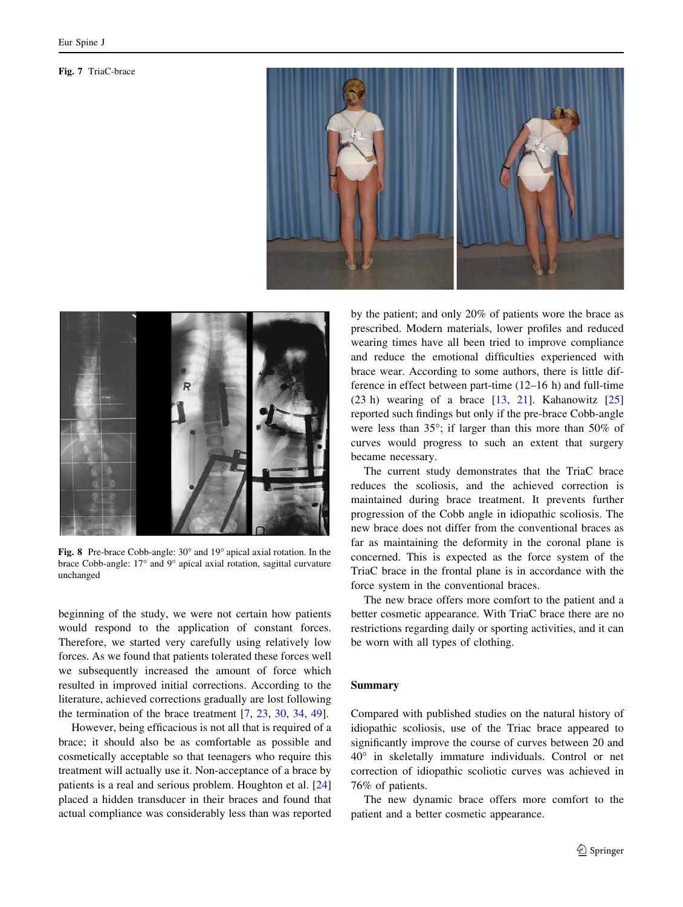Fig. 7 TriaC-brace

Fig. 8 Pre-brace Cobb-angle: 30° and 19° apical axial rotation. In the brace Cobb-angle: 17° and 9° apical axial rotation, sagittal curvature unchanged

beginning of the study, we were not certain how patients would respond to the application of constant forces. Therefore, we started very carefully using relatively low forces. As we found that patients tolerated these forces well we subsequently increased the amount of force which resulted in improved initial corrections. According to the literature, achieved corrections gradually are lost following the termination of the brace treatment [7, 23, 30, 34, 49].

However, being efficacious is not all that is required of a brace; it should also be as comfortable as possible and cosmetically acceptable so that teenagers who require this treatment will actually use it. Non-acceptance of a brace by patients is a real and serious problem. Houghton et al. [24] placed a hidden transducer in their braces and found that actual compliance was considerably less than was reported by the patient; and only 20% of patients wore the brace as prescribed. Modern materials, lower profiles and reduced wearing times have all been tried to improve compliance and reduce the emotional difficulties experienced with brace wear. According to some authors, there is little difference in effect between part-time (12–16 h) and full-time (23 h) wearing of a brace [13, 21]. Kahanowitz [25] reported such findings but only if the pre-brace Cobb-angle were less than 35°; if larger than this more than 50% of curves would progress to such an extent that surgery became necessary.

The current study demonstrates that the TriaC brace reduces the scoliosis, and the achieved correction is maintained during brace treatment. It prevents further progression of the Cobb angle in idiopathic scoliosis. The new brace does not differ from the conventional braces as far as maintaining the deformity in the coronal plane is concerned. This is expected as the force system of the TriaC brace in the frontal plane is in accordance with the force system in the conventional braces.

The new brace offers more comfort to the patient and a better cosmetic appearance. With TriaC brace there are no restrictions regarding daily or sporting activities, and it can be worn with all types of clothing.

## Summary

Compared with published studies on the natural history of idiopathic scoliosis, use of the Triac brace appeared to significantly improve the course of curves between 20 and 40° in skeletally immature individuals. Control or net correction of idiopathic scoliotic curves was achieved in 76% of patients.

The new dynamic brace offers more comfort to the patient and a better cosmetic appearance.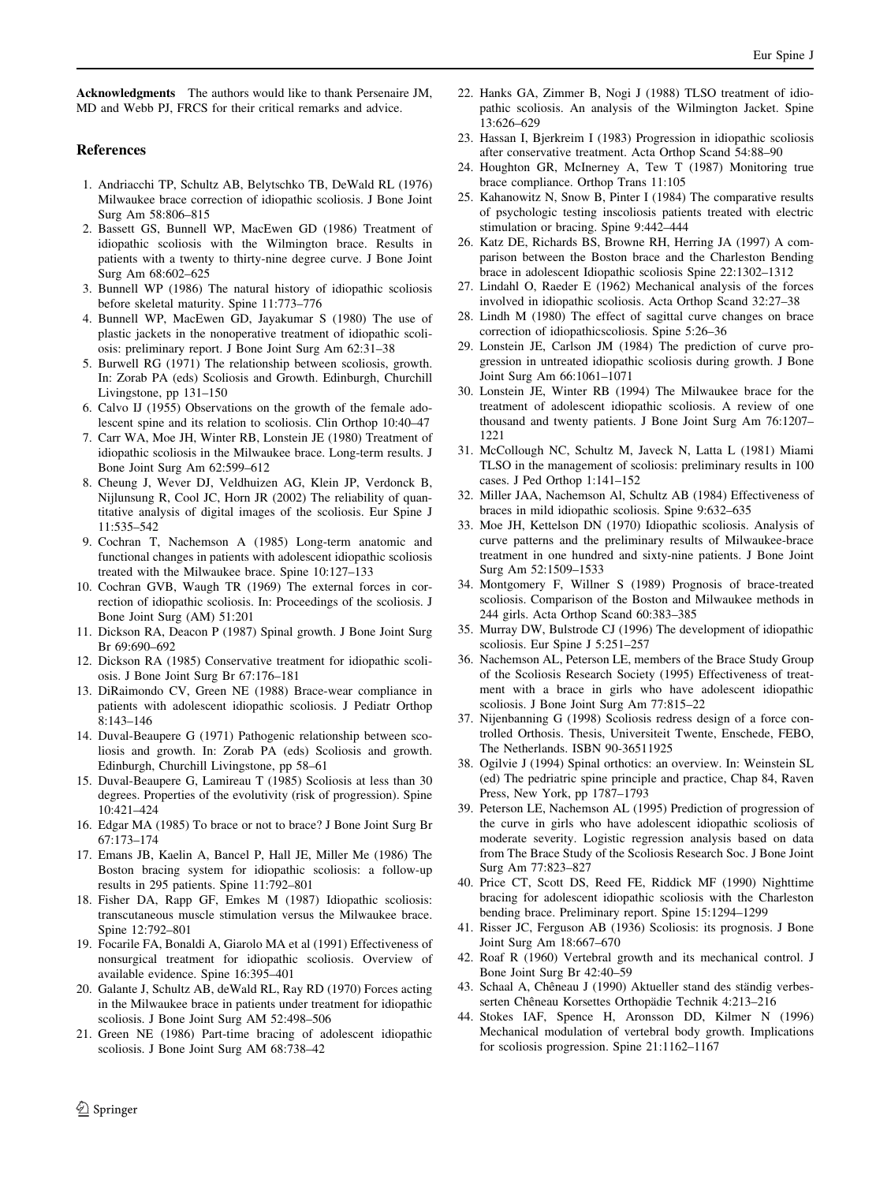**Acknowledgments** The authors would like to thank Persenaire JM, MD and Webb PJ, FRCS for their critical remarks and advice.

## References

1. Andriacchi TP, Schultz AB, Belytschko TB, DeWald RL (1976) Milwaukee brace correction of idiopathic scoliosis. J Bone Joint Surg Am 58:806–815
2. Bassett GS, Bunnell WP, MacEwen GD (1986) Treatment of idiopathic scoliosis with the Wilmington brace. Results in patients with a twenty to thirty-nine degree curve. J Bone Joint Surg Am 68:602–625
3. Bunnell WP (1986) The natural history of idiopathic scoliosis before skeletal maturity. Spine 11:773–776
4. Bunnell WP, MacEwen GD, Jayakumar S (1980) The use of plastic jackets in the nonoperative treatment of idiopathic scoliosis: preliminary report. J Bone Joint Surg Am 62:31–38
5. Burwell RG (1971) The relationship between scoliosis, growth. In: Zorab PA (eds) Scoliosis and Growth. Edinburgh, Churchill Livingstone, pp 131–150
6. Calvo IJ (1955) Observations on the growth of the female adolescent spine and its relation to scoliosis. Clin Orthop 10:40–47
7. Carr WA, Moe JH, Winter RB, Lonstein JE (1980) Treatment of idiopathic scoliosis in the Milwaukee brace. Long-term results. J Bone Joint Surg Am 62:599–612
8. Cheung J, Wever DJ, Veldhuizen AG, Klein JP, Verdonck B, Nijlunsung R, Cool JC, Horn JR (2002) The reliability of quantitative analysis of digital images of the scoliosis. Eur Spine J 11:535–542
9. Cochran T, Nachemson A (1985) Long-term anatomic and functional changes in patients with adolescent idiopathic scoliosis treated with the Milwaukee brace. Spine 10:127–133
10. Cochran GVB, Waugh TR (1969) The external forces in correction of idiopathic scoliosis. In: Proceedings of the scoliosis. J Bone Joint Surg (AM) 51:201
11. Dickson RA, Deacon P (1987) Spinal growth. J Bone Joint Surg Br 69:690–692
12. Dickson RA (1985) Conservative treatment for idiopathic scoliosis. J Bone Joint Surg Br 67:176–181
13. DiRaimondo CV, Green NE (1988) Brace-wear compliance in patients with adolescent idiopathic scoliosis. J Pediatr Orthop 8:143–146
14. Duval-Beaupere G (1971) Pathogenic relationship between scoliosis and growth. In: Zorab PA (eds) Scoliosis and growth. Edinburgh, Churchill Livingstone, pp 58–61
15. Duval-Beaupere G, Lamireau T (1985) Scoliosis at less than 30 degrees. Properties of the evolutivity (risk of progression). Spine 10:421–424
16. Edgar MA (1985) To brace or not to brace? J Bone Joint Surg Br 67:173–174
17. Emans JB, Kaelin A, Bancel P, Hall JE, Miller Me (1986) The Boston bracing system for idiopathic scoliosis: a follow-up results in 295 patients. Spine 11:792–801
18. Fisher DA, Rapp GF, Emkes M (1987) Idiopathic scoliosis: transcutaneous muscle stimulation versus the Milwaukee brace. Spine 12:792–801
19. Focarile FA, Bonaldi A, Giarolo MA et al (1991) Effectiveness of nonsurgical treatment for idiopathic scoliosis. Overview of available evidence. Spine 16:395–401
20. Galante J, Schultz AB, deWald RL, Ray RD (1970) Forces acting in the Milwaukee brace in patients under treatment for idiopathic scoliosis. J Bone Joint Surg AM 52:498–506
21. Green NE (1986) Part-time bracing of adolescent idiopathic scoliosis. J Bone Joint Surg AM 68:738–42
22. Hanks GA, Zimmer B, Nogi J (1988) TLSO treatment of idiopathic scoliosis. An analysis of the Wilmington Jacket. Spine 13:626–629
23. Hassan I, Bjerkreim I (1983) Progression in idiopathic scoliosis after conservative treatment. Acta Orthop Scand 54:88–90
24. Houghton GR, McInerney A, Tew T (1987) Monitoring true brace compliance. Orthop Trans 11:105
25. Kahanowitz N, Snow B, Pinter I (1984) The comparative results of psychologic testing inscoliosis patients treated with electric stimulation or bracing. Spine 9:442–444
26. Katz DE, Richards BS, Browne RH, Herring JA (1997) A comparison between the Boston brace and the Charleston Bending brace in adolescent Idiopathic scoliosis Spine 22:1302–1312
27. Lindahl O, Raeder E (1962) Mechanical analysis of the forces involved in idiopathic scoliosis. Acta Orthop Scand 32:27–38
28. Lindh M (1980) The effect of sagittal curve changes on brace correction of idiopathicscoliosis. Spine 5:26–36
29. Lonstein JE, Carlson JM (1984) The prediction of curve progression in untreated idiopathic scoliosis during growth. J Bone Joint Surg Am 66:1061–1071
30. Lonstein JE, Winter RB (1994) The Milwaukee brace for the treatment of adolescent idiopathic scoliosis. A review of one thousand and twenty patients. J Bone Joint Surg Am 76:1207–1221
31. McCollough NC, Schultz M, Javeck N, Latta L (1981) Miami TLSO in the management of scoliosis: preliminary results in 100 cases. J Ped Orthop 1:141–152
32. Miller JAA, Nachemson Al, Schultz AB (1984) Effectiveness of braces in mild idiopathic scoliosis. Spine 9:632–635
33. Moe JH, Kettelson DN (1970) Idiopathic scoliosis. Analysis of curve patterns and the preliminary results of Milwaukee-brace treatment in one hundred and sixty-nine patients. J Bone Joint Surg Am 52:1509–1533
34. Montgomery F, Willner S (1989) Prognosis of brace-treated scoliosis. Comparison of the Boston and Milwaukee methods in 244 girls. Acta Orthop Scand 60:383–385
35. Murray DW, Bulstrode CJ (1996) The development of idiopathic scoliosis. Eur Spine J 5:251–257
36. Nachemson AL, Peterson LE, members of the Brace Study Group of the Scoliosis Research Society (1995) Effectiveness of treatment with a brace in girls who have adolescent idiopathic scoliosis. J Bone Joint Surg Am 77:815–22
37. Nijenbanning G (1998) Scoliosis redress design of a force controlled Orthosis. Thesis, Universiteit Twente, Enschede, FEBO, The Netherlands. ISBN 90-36511925
38. Ogilvie J (1994) Spinal orthotics: an overview. In: Weinstein SL (ed) The pedriatric spine principle and practice, Chap 84, Raven Press, New York, pp 1787–1793
39. Peterson LE, Nachemson AL (1995) Prediction of progression of the curve in girls who have adolescent idiopathic scoliosis of moderate severity. Logistic regression analysis based on data from The Brace Study of the Scoliosis Research Soc. J Bone Joint Surg Am 77:823–827
40. Price CT, Scott DS, Reed FE, Riddick MF (1990) Nighttime bracing for adolescent idiopathic scoliosis with the Charleston bending brace. Preliminary report. Spine 15:1294–1299
41. Risser JC, Ferguson AB (1936) Scoliosis: its prognosis. J Bone Joint Surg Am 18:667–670
42. Roaf R (1960) Vertebral growth and its mechanical control. J Bone Joint Surg Br 42:40–59
43. Schaal A, Chêneau J (1990) Aktueller stand des ständig verbesserten Chêneau Korsettes Orthopädie Technik 4:213–216
44. Stokes IAF, Spence H, Aronsson DD, Kilmer N (1996) Mechanical modulation of vertebral body growth. Implications for scoliosis progression. Spine 21:1162–1167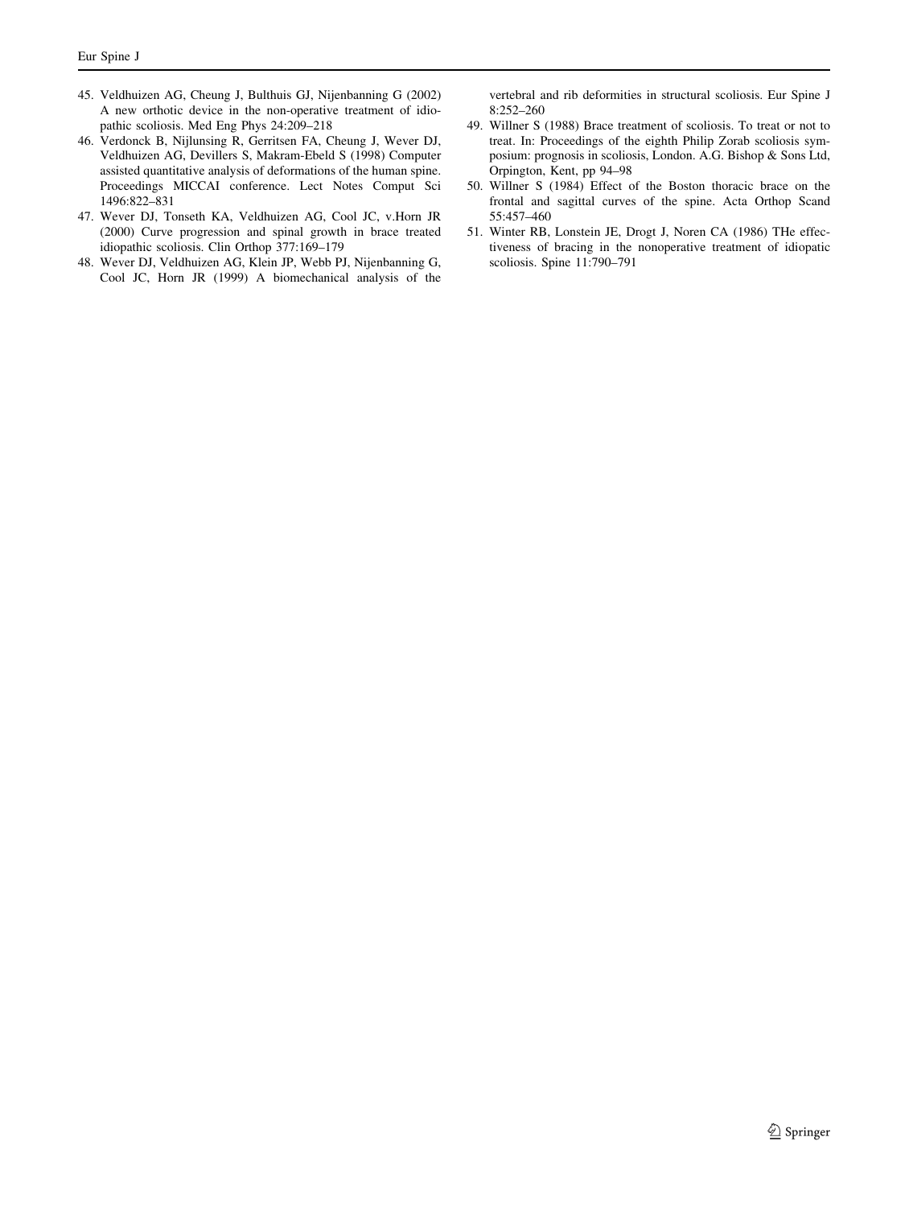45. Veldhuizen AG, Cheung J, Bulthuis GJ, Nijenbanning G (2002) A new orthotic device in the non-operative treatment of idiopathic scoliosis. Med Eng Phys 24:209–218
46. Verdonck B, Nijlunsing R, Gerritsen FA, Cheung J, Wever DJ, Veldhuizen AG, Devillers S, Makram-Ebeld S (1998) Computer assisted quantitative analysis of deformations of the human spine. Proceedings MICCAI conference. Lect Notes Comput Sci 1496:822–831
47. Wever DJ, Tonseth KA, Veldhuizen AG, Cool JC, v.Horn JR (2000) Curve progression and spinal growth in brace treated idiopathic scoliosis. Clin Orthop 377:169–179
48. Wever DJ, Veldhuizen AG, Klein JP, Webb PJ, Nijenbanning G, Cool JC, Horn JR (1999) A biomechanical analysis of the vertebral and rib deformities in structural scoliosis. Eur Spine J 8:252–260
49. Willner S (1988) Brace treatment of scoliosis. To treat or not to treat. In: Proceedings of the eighth Philip Zorab scoliosis symposium: prognosis in scoliosis, London. A.G. Bishop & Sons Ltd, Orpington, Kent, pp 94–98
50. Willner S (1984) Effect of the Boston thoracic brace on the frontal and sagittal curves of the spine. Acta Orthop Scand 55:457–460
51. Winter RB, Lonstein JE, Drogt J, Noren CA (1986) THe effectiveness of bracing in the nonoperative treatment of idiopatic scoliosis. Spine 11:790–791